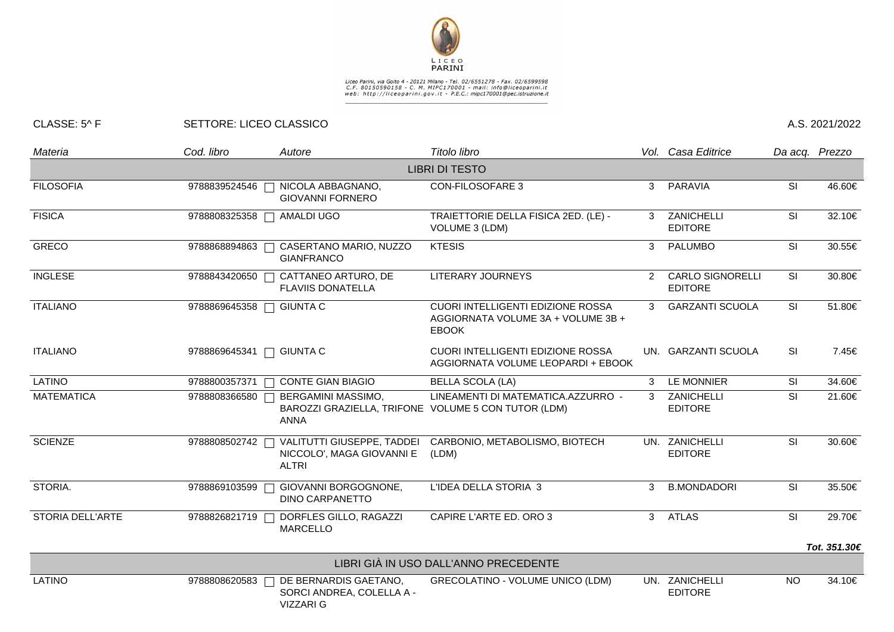LICEO PARINI

Liceo Parini, via Goito 4 - 20121 Milano - Tel. 02/6551278 - Fax. 02/6599598
C.F. 80150590158 - C. M. MIPC170001 - mail: info@liceoparini.it
web: http://liceoparini.gov.it - P.E.C.: mipc170001@pec.istruzione.it

CLASSE: 5^ F | SETTORE: LICEO CLASSICO | A.S. 2021/2022

| *Materia* | *Cod. libro* | *Autore* | *Titolo libro* | *Vol.* | *Casa Editrice* | *Da acq.* | *Prezzo* |
|---|---|---|---|---|---|---|---|
| | | | LIBRI DI TESTO | | | | |
| FILOSOFIA | 9788839524546 | NICOLA ABBAGNANO, GIOVANNI FORNERO | CON-FILOSOFARE 3 | 3 | PARAVIA | SI | 46.60€ |
| FISICA | 9788808325358 | AMALDI UGO | TRAIETTORIE DELLA FISICA 2ED. (LE) - VOLUME 3 (LDM) | 3 | ZANICHELLI EDITORE | SI | 32.10€ |
| GRECO | 9788868894863 | CASERTANO MARIO, NUZZO GIANFRANCO | KTESIS | 3 | PALUMBO | SI | 30.55€ |
| INGLESE | 9788843420650 | CATTANEO ARTURO, DE FLAVIIS DONATELLA | LITERARY JOURNEYS | 2 | CARLO SIGNORELLI EDITORE | SI | 30.80€ |
| ITALIANO | 9788869645358 | GIUNTA C | CUORI INTELLIGENTI EDIZIONE ROSSA AGGIORNATA VOLUME 3A + VOLUME 3B + EBOOK | 3 | GARZANTI SCUOLA | SI | 51.80€ |
| ITALIANO | 9788869645341 | GIUNTA C | CUORI INTELLIGENTI EDIZIONE ROSSA AGGIORNATA VOLUME LEOPARDI + EBOOK | UN. | GARZANTI SCUOLA | SI | 7.45€ |
| LATINO | 9788800357371 | CONTE GIAN BIAGIO | BELLA SCOLA (LA) | 3 | LE MONNIER | SI | 34.60€ |
| MATEMATICA | 9788808366580 | BERGAMINI MASSIMO, BAROZZI GRAZIELLA, TRIFONE ANNA | LINEAMENTI DI MATEMATICA.AZZURRO - VOLUME 5 CON TUTOR (LDM) | 3 | ZANICHELLI EDITORE | SI | 21.60€ |
| SCIENZE | 9788808502742 | VALITUTTI GIUSEPPE, TADDEI NICCOLO', MAGA GIOVANNI E ALTRI | CARBONIO, METABOLISMO, BIOTECH (LDM) | UN. | ZANICHELLI EDITORE | SI | 30.60€ |
| STORIA. | 9788869103599 | GIOVANNI BORGOGNONE, DINO CARPANETTO | L'IDEA DELLA STORIA 3 | 3 | B.MONDADORI | SI | 35.50€ |
| STORIA DELL'ARTE | 9788826821719 | DORFLES GILLO, RAGAZZI MARCELLO | CAPIRE L'ARTE ED. ORO 3 | 3 | ATLAS | SI | 29.70€ |
| | | | | | | | ***Tot. 351.30€*** |
| | | | LIBRI GIÀ IN USO DALL'ANNO PRECEDENTE | | | | |
| LATINO | 9788808620583 | DE BERNARDIS GAETANO, SORCI ANDREA, COLELLA A - VIZZARI G | GRECOLATINO - VOLUME UNICO (LDM) | UN. | ZANICHELLI EDITORE | NO | 34.10€ |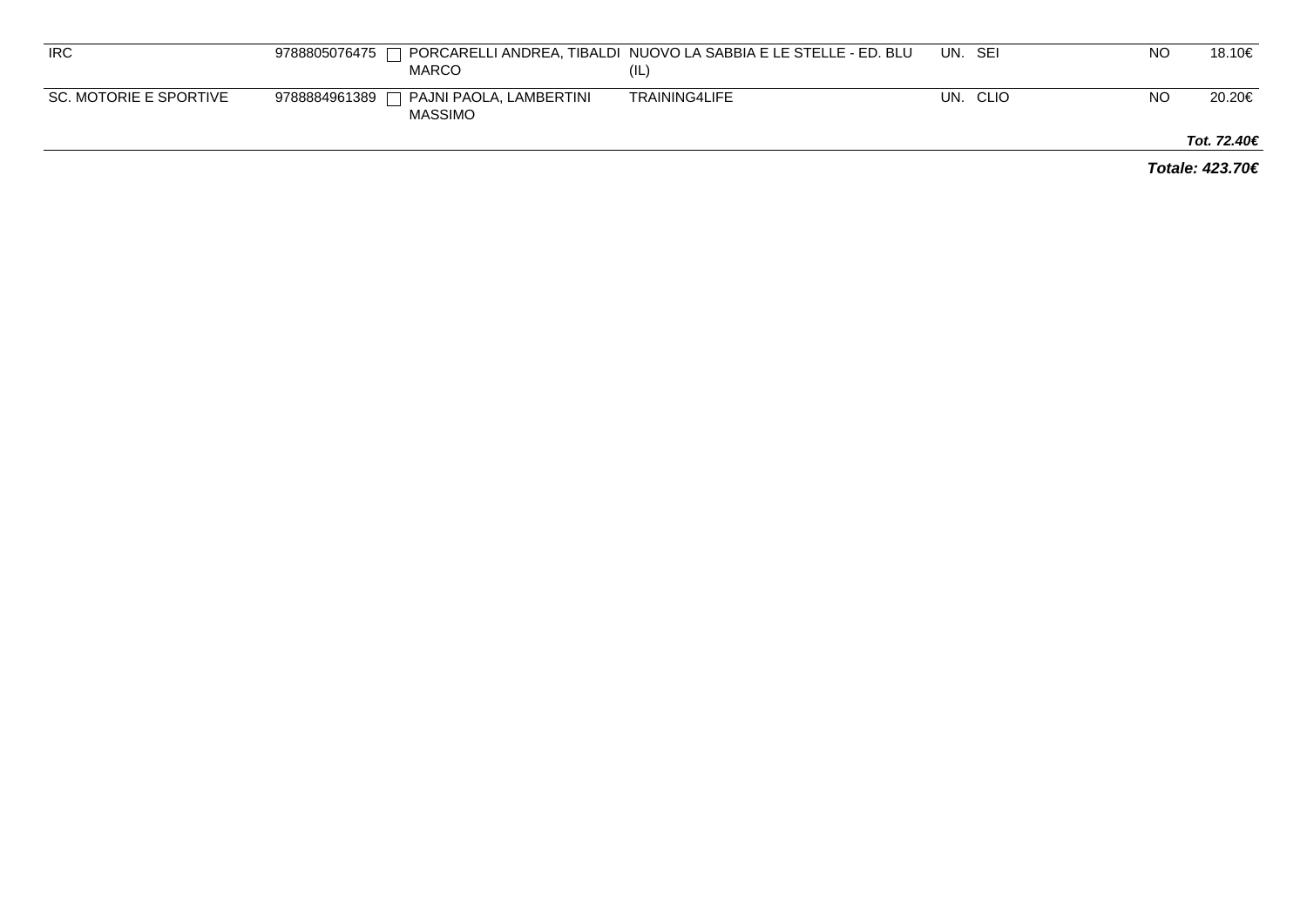| | | | | | | | | |
|---|---|---|---|---|---|---|---|---|
| IRC | 9788805076475 | ☐ | PORCARELLI ANDREA, TIBALDI MARCO | NUOVO LA SABBIA E LE STELLE - ED. BLU (IL) | UN. | SEI | NO | 18.10€ |
| SC. MOTORIE E SPORTIVE | 9788884961389 | ☐ | PAJNI PAOLA, LAMBERTINI MASSIMO | TRAINING4LIFE | UN. | CLIO | NO | 20.20€ |
| | | | | | | | | ***Tot. 72.40€*** |

***Totale: 423.70€***